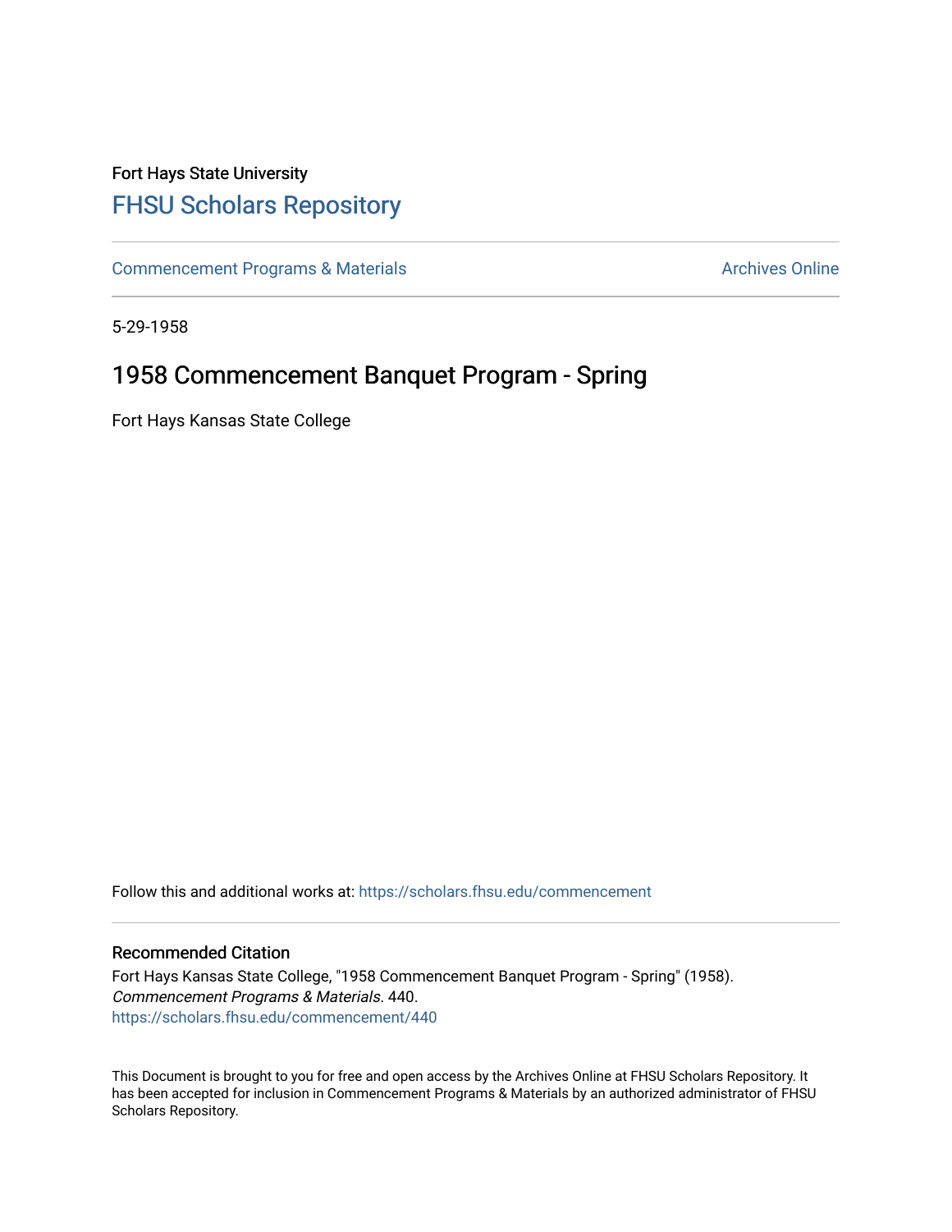Fort Hays State University

# FHSU Scholars Repository

Commencement Programs & Materials

Archives Online

5-29-1958

## 1958 Commencement Banquet Program - Spring

Fort Hays Kansas State College

Follow this and additional works at: https://scholars.fhsu.edu/commencement

### Recommended Citation

Fort Hays Kansas State College, "1958 Commencement Banquet Program - Spring" (1958). *Commencement Programs & Materials*. 440.
https://scholars.fhsu.edu/commencement/440

This Document is brought to you for free and open access by the Archives Online at FHSU Scholars Repository. It has been accepted for inclusion in Commencement Programs & Materials by an authorized administrator of FHSU Scholars Repository.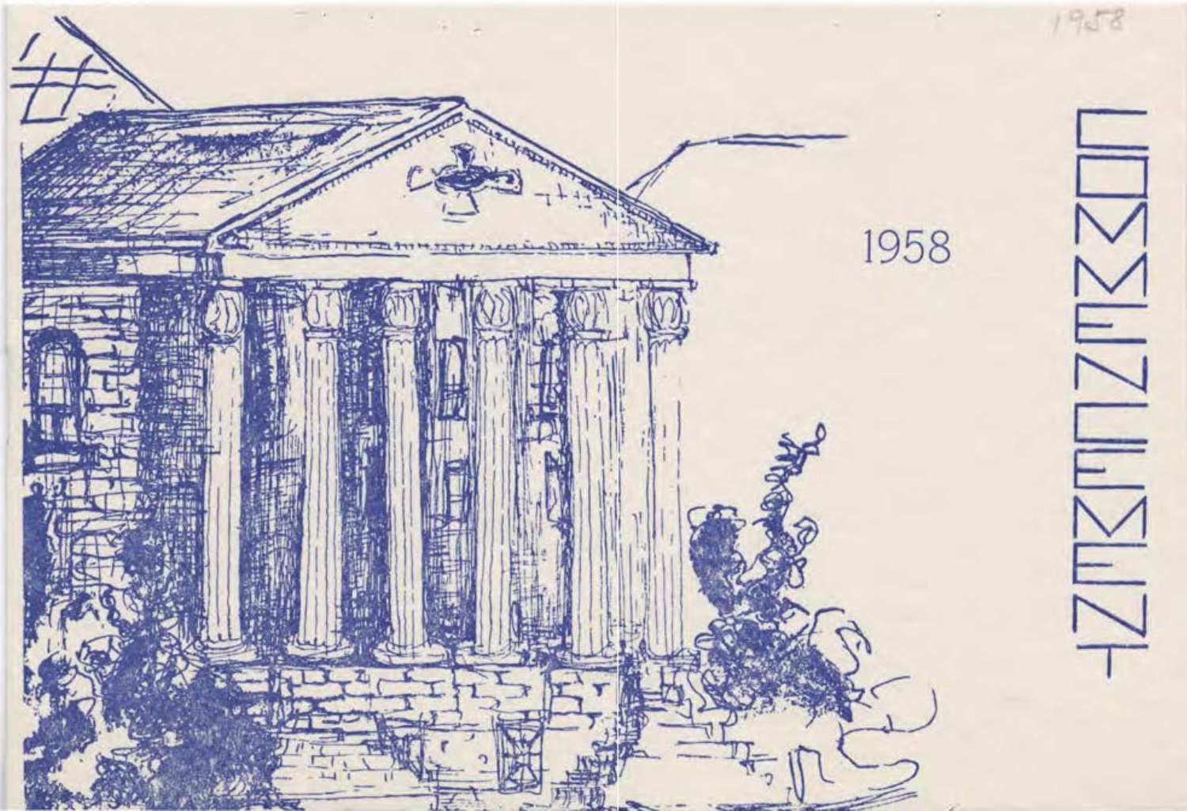1958

# COMMENCEMENT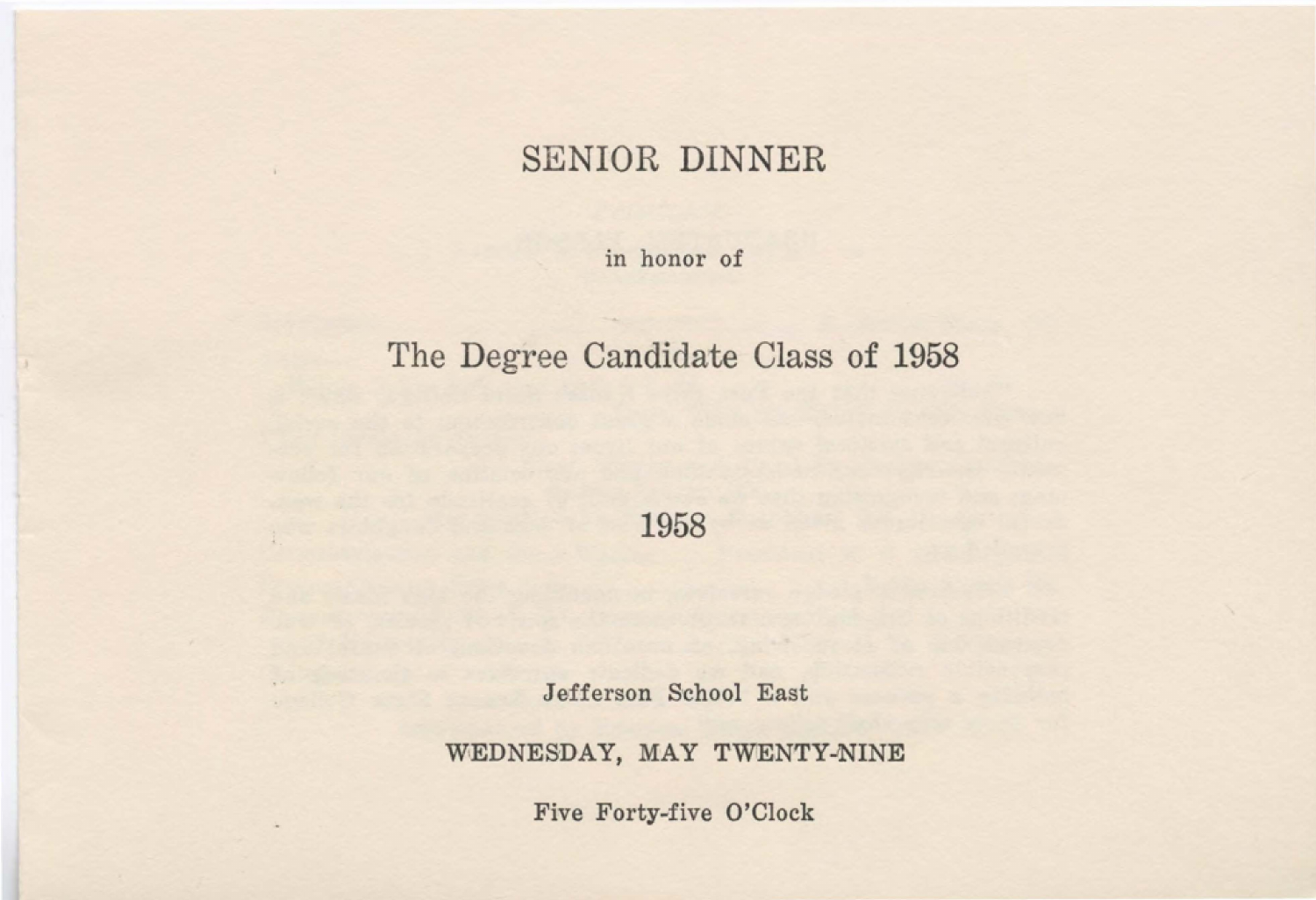# SENIOR DINNER

in honor of

## The Degree Candidate Class of 1958

1958

Jefferson School East

**WEDNESDAY, MAY TWENTY-NINE**

Five Forty-five O'Clock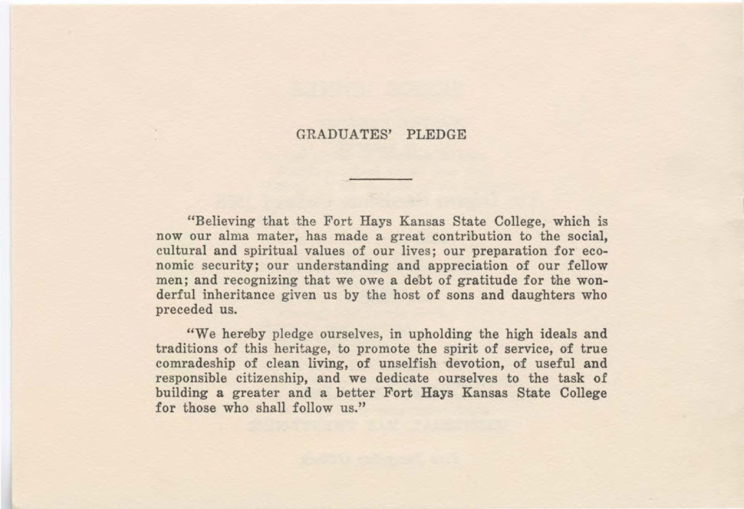## GRADUATES' PLEDGE

---

"Believing that the Fort Hays Kansas State College, which is now our alma mater, has made a great contribution to the social, cultural and spiritual values of our lives; our preparation for economic security; our understanding and appreciation of our fellow men; and recognizing that we owe a debt of gratitude for the wonderful inheritance given us by the host of sons and daughters who preceded us.

"We hereby pledge ourselves, in upholding the high ideals and traditions of this heritage, to promote the spirit of service, of true comradeship of clean living, of unselfish devotion, of useful and responsible citizenship, and we dedicate ourselves to the task of building a greater and a better Fort Hays Kansas State College for those who shall follow us."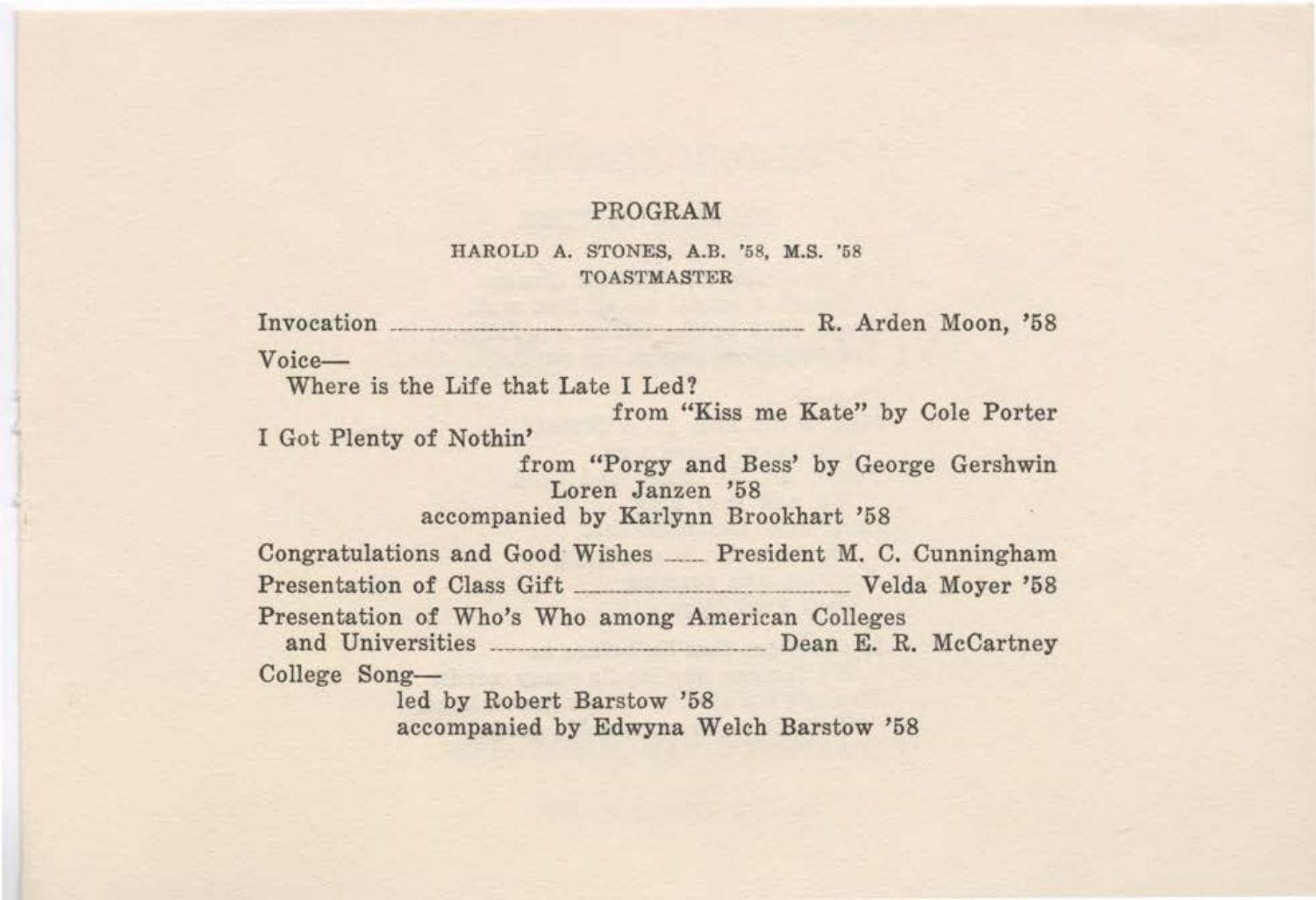## PROGRAM

HAROLD A. STONES, A.B. '58, M.S. '58
TOASTMASTER

Invocation ........................................ R. Arden Moon, '58

Voice—
Where is the Life that Late I Led?
from "Kiss me Kate" by Cole Porter
I Got Plenty of Nothin'
from "Porgy and Bess' by George Gershwin
Loren Janzen '58
accompanied by Karlynn Brookhart '58

Congratulations and Good Wishes ...... President M. C. Cunningham

Presentation of Class Gift ........................................ Velda Moyer '58

Presentation of Who's Who among American Colleges
and Universities ........................................ Dean E. R. McCartney

College Song—
led by Robert Barstow '58
accompanied by Edwyna Welch Barstow '58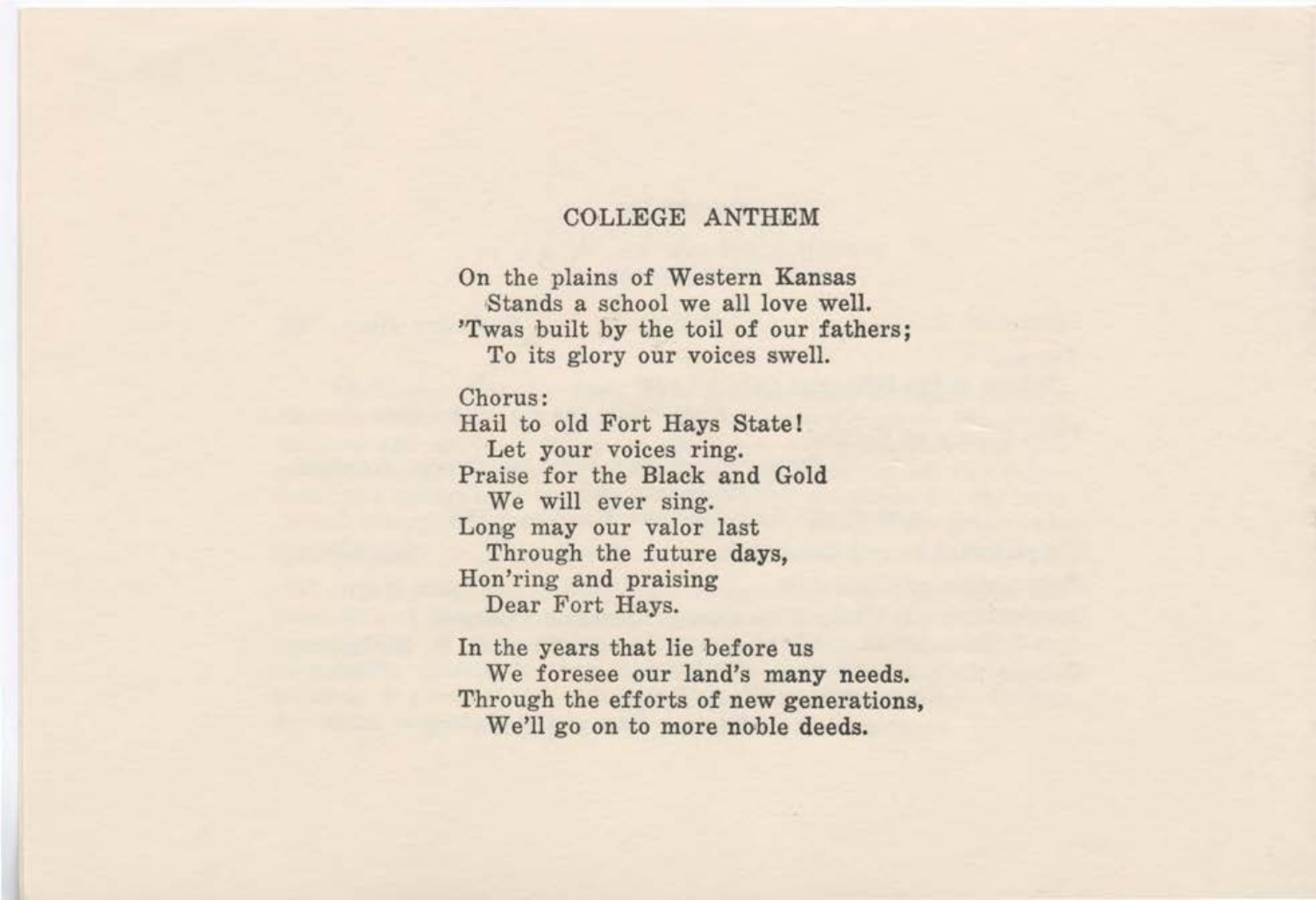## COLLEGE ANTHEM

On the plains of Western Kansas
Stands a school we all love well.
'Twas built by the toil of our fathers;
To its glory our voices swell.

Chorus:
Hail to old Fort Hays State!
Let your voices ring.
Praise for the Black and Gold
We will ever sing.
Long may our valor last
Through the future days,
Hon'ring and praising
Dear Fort Hays.

In the years that lie before us
We foresee our land's many needs.
Through the efforts of new generations,
We'll go on to more noble deeds.